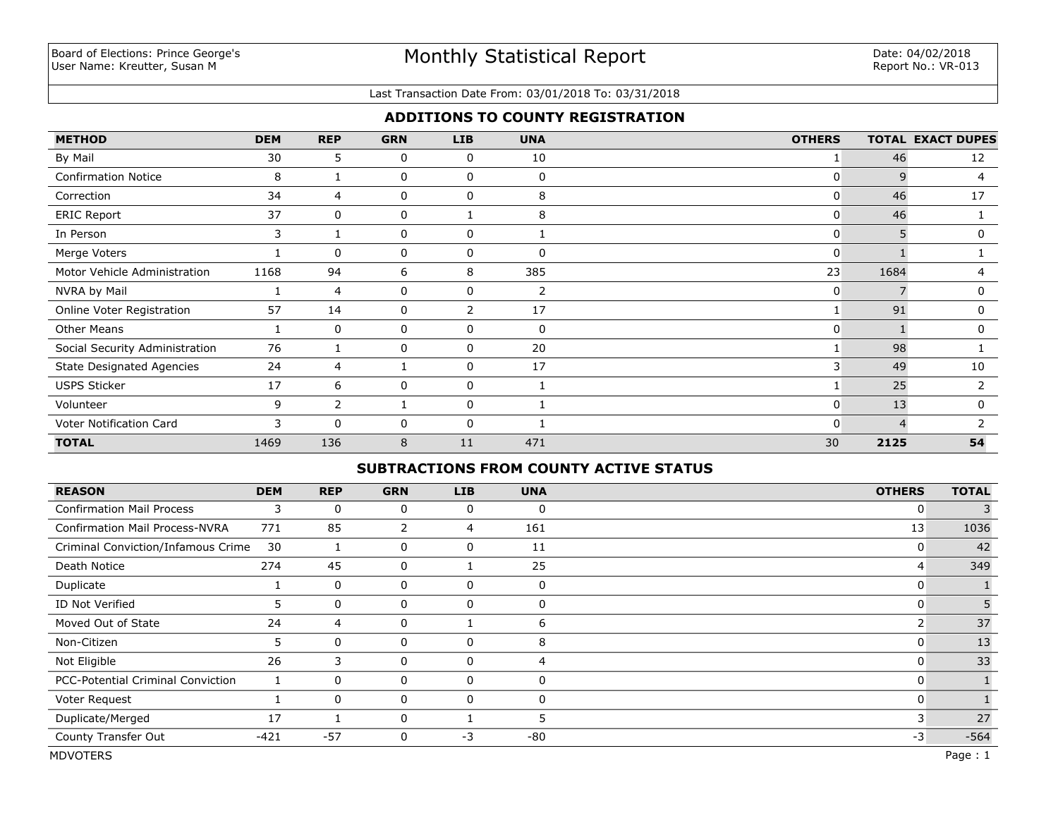Board of Elections: Prince George's
User Name: Kreutter, Susan M

# Monthly Statistical Report

Date: 04/02/2018
Report No.: VR-013

Last Transaction Date From: 03/01/2018 To: 03/31/2018

## ADDITIONS TO COUNTY REGISTRATION

| METHOD | DEM | REP | GRN | LIB | UNA | OTHERS | TOTAL | EXACT DUPES |
|---|---|---|---|---|---|---|---|---|
| By Mail | 30 | 5 | 0 | 0 | 10 | 1 | 46 | 12 |
| Confirmation Notice | 8 | 1 | 0 | 0 | 0 | 0 | 9 | 4 |
| Correction | 34 | 4 | 0 | 0 | 8 | 0 | 46 | 17 |
| ERIC Report | 37 | 0 | 0 | 1 | 8 | 0 | 46 | 1 |
| In Person | 3 | 1 | 0 | 0 | 1 | 0 | 5 | 0 |
| Merge Voters | 1 | 0 | 0 | 0 | 0 | 0 | 1 | 1 |
| Motor Vehicle Administration | 1168 | 94 | 6 | 8 | 385 | 23 | 1684 | 4 |
| NVRA by Mail | 1 | 4 | 0 | 0 | 2 | 0 | 7 | 0 |
| Online Voter Registration | 57 | 14 | 0 | 2 | 17 | 1 | 91 | 0 |
| Other Means | 1 | 0 | 0 | 0 | 0 | 0 | 1 | 0 |
| Social Security Administration | 76 | 1 | 0 | 0 | 20 | 1 | 98 | 1 |
| State Designated Agencies | 24 | 4 | 1 | 0 | 17 | 3 | 49 | 10 |
| USPS Sticker | 17 | 6 | 0 | 0 | 1 | 1 | 25 | 2 |
| Volunteer | 9 | 2 | 1 | 0 | 1 | 0 | 13 | 0 |
| Voter Notification Card | 3 | 0 | 0 | 0 | 1 | 0 | 4 | 2 |
| **TOTAL** | 1469 | 136 | 8 | 11 | 471 | 30 | **2125** | **54** |

## SUBTRACTIONS FROM COUNTY ACTIVE STATUS

| REASON | DEM | REP | GRN | LIB | UNA | OTHERS | TOTAL |
|---|---|---|---|---|---|---|---|
| Confirmation Mail Process | 3 | 0 | 0 | 0 | 0 | 0 | 3 |
| Confirmation Mail Process-NVRA | 771 | 85 | 2 | 4 | 161 | 13 | 1036 |
| Criminal Conviction/Infamous Crime | 30 | 1 | 0 | 0 | 11 | 0 | 42 |
| Death Notice | 274 | 45 | 0 | 1 | 25 | 4 | 349 |
| Duplicate | 1 | 0 | 0 | 0 | 0 | 0 | 1 |
| ID Not Verified | 5 | 0 | 0 | 0 | 0 | 0 | 5 |
| Moved Out of State | 24 | 4 | 0 | 1 | 6 | 2 | 37 |
| Non-Citizen | 5 | 0 | 0 | 0 | 8 | 0 | 13 |
| Not Eligible | 26 | 3 | 0 | 0 | 4 | 0 | 33 |
| PCC-Potential Criminal Conviction | 1 | 0 | 0 | 0 | 0 | 0 | 1 |
| Voter Request | 1 | 0 | 0 | 0 | 0 | 0 | 1 |
| Duplicate/Merged | 17 | 1 | 0 | 1 | 5 | 3 | 27 |
| County Transfer Out | -421 | -57 | 0 | -3 | -80 | -3 | -564 |

MDVOTERS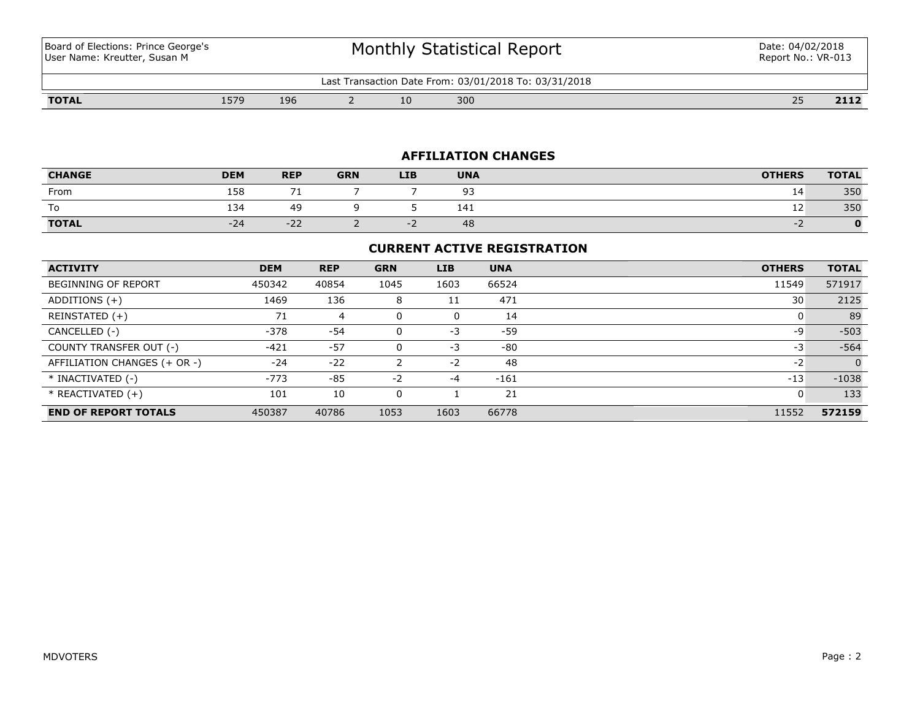Board of Elections: Prince George's
User Name: Kreutter, Susan M

# Monthly Statistical Report

Date: 04/02/2018
Report No.: VR-013

Last Transaction Date From: 03/01/2018 To: 03/31/2018

| **TOTAL** | 1579 | 196 | 2 | 10 | 300 | 25 | **2112** |
|---|---|---|---|---|---|---|---|

## AFFILIATION CHANGES

| CHANGE | DEM | REP | GRN | LIB | UNA | OTHERS | TOTAL |
|---|---|---|---|---|---|---|---|
| From | 158 | 71 | 7 | 7 | 93 | 14 | 350 |
| To | 134 | 49 | 9 | 5 | 141 | 12 | 350 |
| **TOTAL** | -24 | -22 | 2 | -2 | 48 | -2 | **0** |

## CURRENT ACTIVE REGISTRATION

| ACTIVITY | DEM | REP | GRN | LIB | UNA | OTHERS | TOTAL |
|---|---|---|---|---|---|---|---|
| BEGINNING OF REPORT | 450342 | 40854 | 1045 | 1603 | 66524 | 11549 | 571917 |
| ADDITIONS (+) | 1469 | 136 | 8 | 11 | 471 | 30 | 2125 |
| REINSTATED (+) | 71 | 4 | 0 | 0 | 14 | 0 | 89 |
| CANCELLED (-) | -378 | -54 | 0 | -3 | -59 | -9 | -503 |
| COUNTY TRANSFER OUT (-) | -421 | -57 | 0 | -3 | -80 | -3 | -564 |
| AFFILIATION CHANGES (+ OR -) | -24 | -22 | 2 | -2 | 48 | -2 | 0 |
| * INACTIVATED (-) | -773 | -85 | -2 | -4 | -161 | -13 | -1038 |
| * REACTIVATED (+) | 101 | 10 | 0 | 1 | 21 | 0 | 133 |
| **END OF REPORT TOTALS** | 450387 | 40786 | 1053 | 1603 | 66778 | 11552 | **572159** |

MDVOTERS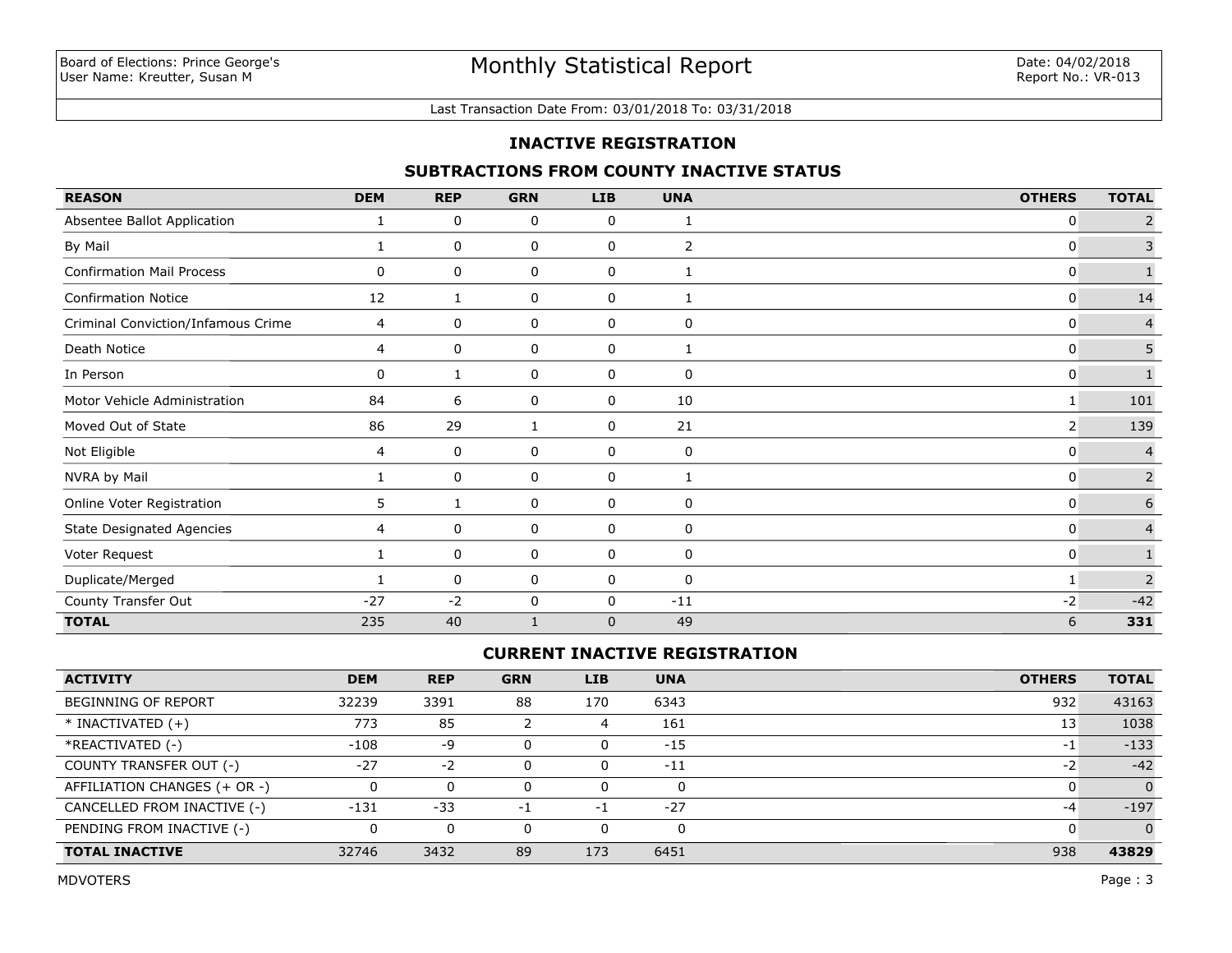Board of Elections: Prince George's
User Name: Kreutter, Susan M

# Monthly Statistical Report

Date: 04/02/2018
Report No.: VR-013

Last Transaction Date From: 03/01/2018 To: 03/31/2018

## INACTIVE REGISTRATION

### SUBTRACTIONS FROM COUNTY INACTIVE STATUS

| REASON | DEM | REP | GRN | LIB | UNA | OTHERS | TOTAL |
|---|---|---|---|---|---|---|---|
| Absentee Ballot Application | 1 | 0 | 0 | 0 | 1 | 0 | 2 |
| By Mail | 1 | 0 | 0 | 0 | 2 | 0 | 3 |
| Confirmation Mail Process | 0 | 0 | 0 | 0 | 1 | 0 | 1 |
| Confirmation Notice | 12 | 1 | 0 | 0 | 1 | 0 | 14 |
| Criminal Conviction/Infamous Crime | 4 | 0 | 0 | 0 | 0 | 0 | 4 |
| Death Notice | 4 | 0 | 0 | 0 | 1 | 0 | 5 |
| In Person | 0 | 1 | 0 | 0 | 0 | 0 | 1 |
| Motor Vehicle Administration | 84 | 6 | 0 | 0 | 10 | 1 | 101 |
| Moved Out of State | 86 | 29 | 1 | 0 | 21 | 2 | 139 |
| Not Eligible | 4 | 0 | 0 | 0 | 0 | 0 | 4 |
| NVRA by Mail | 1 | 0 | 0 | 0 | 1 | 0 | 2 |
| Online Voter Registration | 5 | 1 | 0 | 0 | 0 | 0 | 6 |
| State Designated Agencies | 4 | 0 | 0 | 0 | 0 | 0 | 4 |
| Voter Request | 1 | 0 | 0 | 0 | 0 | 0 | 1 |
| Duplicate/Merged | 1 | 0 | 0 | 0 | 0 | 1 | 2 |
| County Transfer Out | -27 | -2 | 0 | 0 | -11 | -2 | -42 |
| **TOTAL** | 235 | 40 | 1 | 0 | 49 | 6 | **331** |

### CURRENT INACTIVE REGISTRATION

| ACTIVITY | DEM | REP | GRN | LIB | UNA | OTHERS | TOTAL |
|---|---|---|---|---|---|---|---|
| BEGINNING OF REPORT | 32239 | 3391 | 88 | 170 | 6343 | 932 | 43163 |
| * INACTIVATED (+) | 773 | 85 | 2 | 4 | 161 | 13 | 1038 |
| *REACTIVATED (-) | -108 | -9 | 0 | 0 | -15 | -1 | -133 |
| COUNTY TRANSFER OUT (-) | -27 | -2 | 0 | 0 | -11 | -2 | -42 |
| AFFILIATION CHANGES (+ OR -) | 0 | 0 | 0 | 0 | 0 | 0 | 0 |
| CANCELLED FROM INACTIVE (-) | -131 | -33 | -1 | -1 | -27 | -4 | -197 |
| PENDING FROM INACTIVE (-) | 0 | 0 | 0 | 0 | 0 | 0 | 0 |
| **TOTAL INACTIVE** | 32746 | 3432 | 89 | 173 | 6451 | 938 | **43829** |

MDVOTERS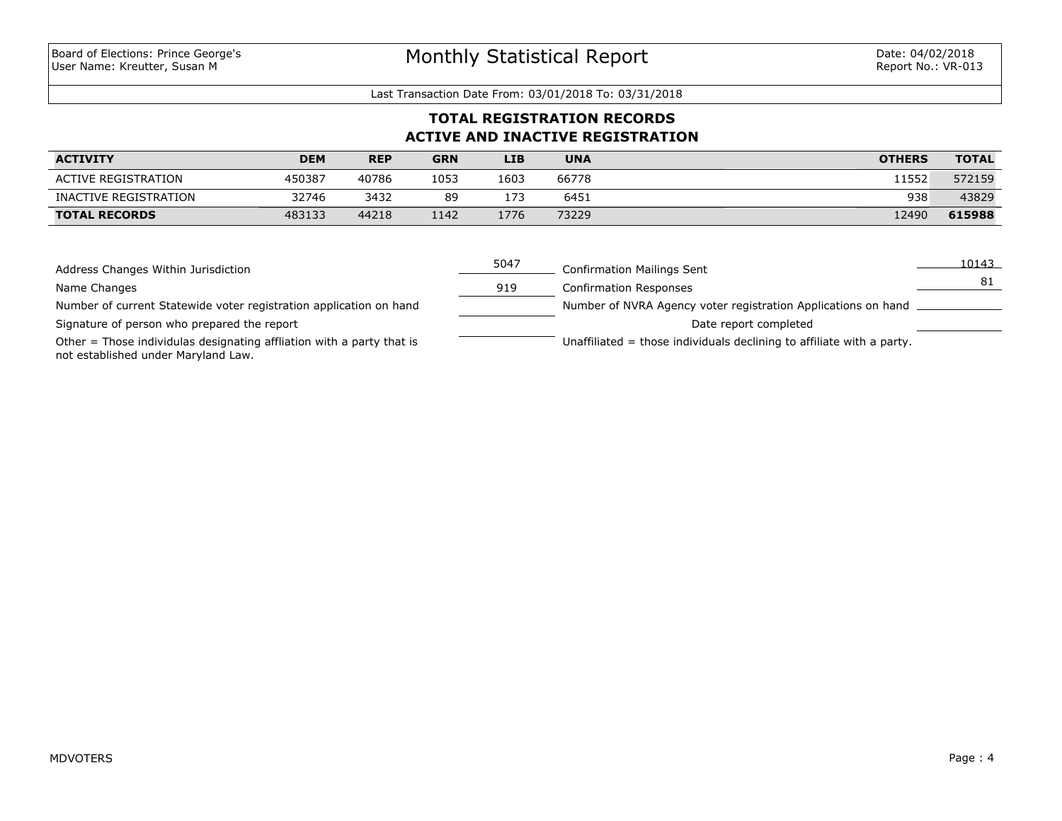Board of Elections: Prince George's
User Name: Kreutter, Susan M

# Monthly Statistical Report

Date: 04/02/2018
Report No.: VR-013

Last Transaction Date From: 03/01/2018 To: 03/31/2018

## TOTAL REGISTRATION RECORDS
## ACTIVE AND INACTIVE REGISTRATION

| ACTIVITY | DEM | REP | GRN | LIB | UNA | OTHERS | TOTAL |
|---|---|---|---|---|---|---|---|
| ACTIVE REGISTRATION | 450387 | 40786 | 1053 | 1603 | 66778 | 11552 | 572159 |
| INACTIVE REGISTRATION | 32746 | 3432 | 89 | 173 | 6451 | 938 | 43829 |
| **TOTAL RECORDS** | 483133 | 44218 | 1142 | 1776 | 73229 | 12490 | **615988** |

Address Changes Within Jurisdiction: 5047

Name Changes: 919

Number of current Statewide voter registration application on hand: ____________

Signature of person who prepared the report: ____________

Other = Those individulas designating affliation with a party that is not established under Maryland Law.

Confirmation Mailings Sent: 10143

Confirmation Responses: 81

Number of NVRA Agency voter registration Applications on hand: ____________

Date report completed: ____________

Unaffiliated = those individuals declining to affiliate with a party.

MDVOTERS